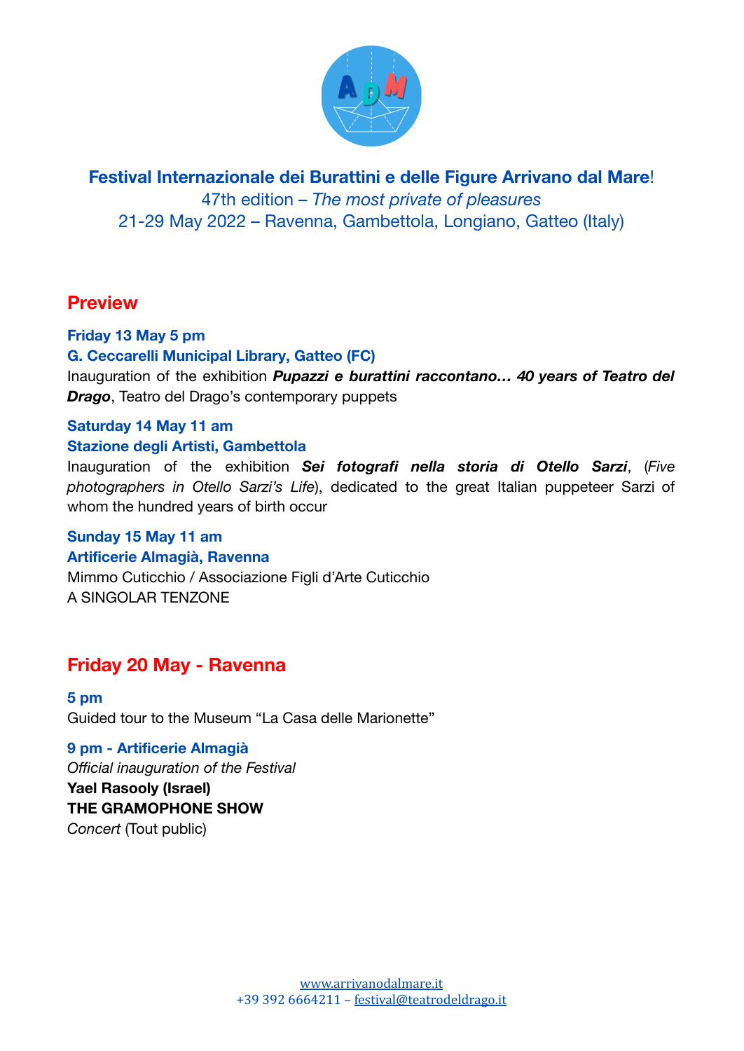# Festival Internazionale dei Burattini e delle Figure Arrivano dal Mare!

47th edition – *The most private of pleasures*

21-29 May 2022 – Ravenna, Gambettola, Longiano, Gatteo (Italy)

## Preview

**Friday 13 May 5 pm**

**G. Ceccarelli Municipal Library, Gatteo (FC)**

Inauguration of the exhibition ***Pupazzi e burattini raccontano… 40 years of Teatro del Drago***, Teatro del Drago's contemporary puppets

**Saturday 14 May 11 am**

**Stazione degli Artisti, Gambettola**

Inauguration of the exhibition ***Sei fotografi nella storia di Otello Sarzi***, (*Five photographers in Otello Sarzi's Life*), dedicated to the great Italian puppeteer Sarzi of whom the hundred years of birth occur

**Sunday 15 May 11 am**

**Artificerie Almagià, Ravenna**

Mimmo Cuticchio / Associazione Figli d'Arte Cuticchio

A SINGOLAR TENZONE

## Friday 20 May - Ravenna

**5 pm**

Guided tour to the Museum "La Casa delle Marionette"

**9 pm - Artificerie Almagià**

*Official inauguration of the Festival*

**Yael Rasooly (Israel)**

**THE GRAMOPHONE SHOW**

*Concert* (Tout public)

www.arrivanodalmare.it

+39 392 6664211 – festival@teatrodeldrago.it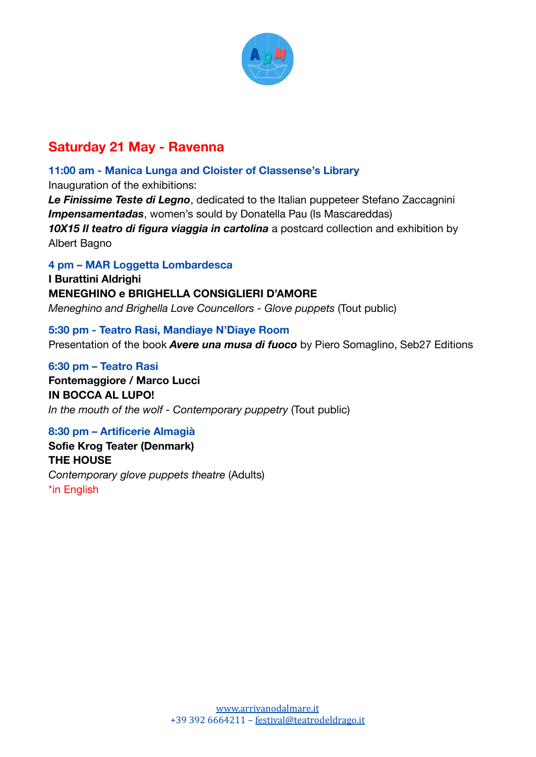## Saturday 21 May - Ravenna

### 11:00 am - Manica Lunga and Cloister of Classense's Library

Inauguration of the exhibitions:
***Le Finissime Teste di Legno***, dedicated to the Italian puppeteer Stefano Zaccagnini
***Impensamentadas***, women's sould by Donatella Pau (Is Mascareddas)
***10X15 Il teatro di figura viaggia in cartolina*** a postcard collection and exhibition by Albert Bagno

### 4 pm – MAR Loggetta Lombardesca

**I Burattini Aldrighi**
**MENEGHINO e BRIGHELLA CONSIGLIERI D'AMORE**
*Meneghino and Brighella Love Councellors - Glove puppets* (Tout public)

### 5:30 pm - Teatro Rasi, Mandiaye N'Diaye Room

Presentation of the book ***Avere una musa di fuoco*** by Piero Somaglino, Seb27 Editions

### 6:30 pm – Teatro Rasi

**Fontemaggiore / Marco Lucci**
**IN BOCCA AL LUPO!**
*In the mouth of the wolf - Contemporary puppetry* (Tout public)

### 8:30 pm – Artificerie Almagià

**Sofie Krog Teater (Denmark)**
**THE HOUSE**
*Contemporary glove puppets theatre* (Adults)
*in English

www.arrivanodalmare.it
+39 392 6664211 – festival@teatrodeldrago.it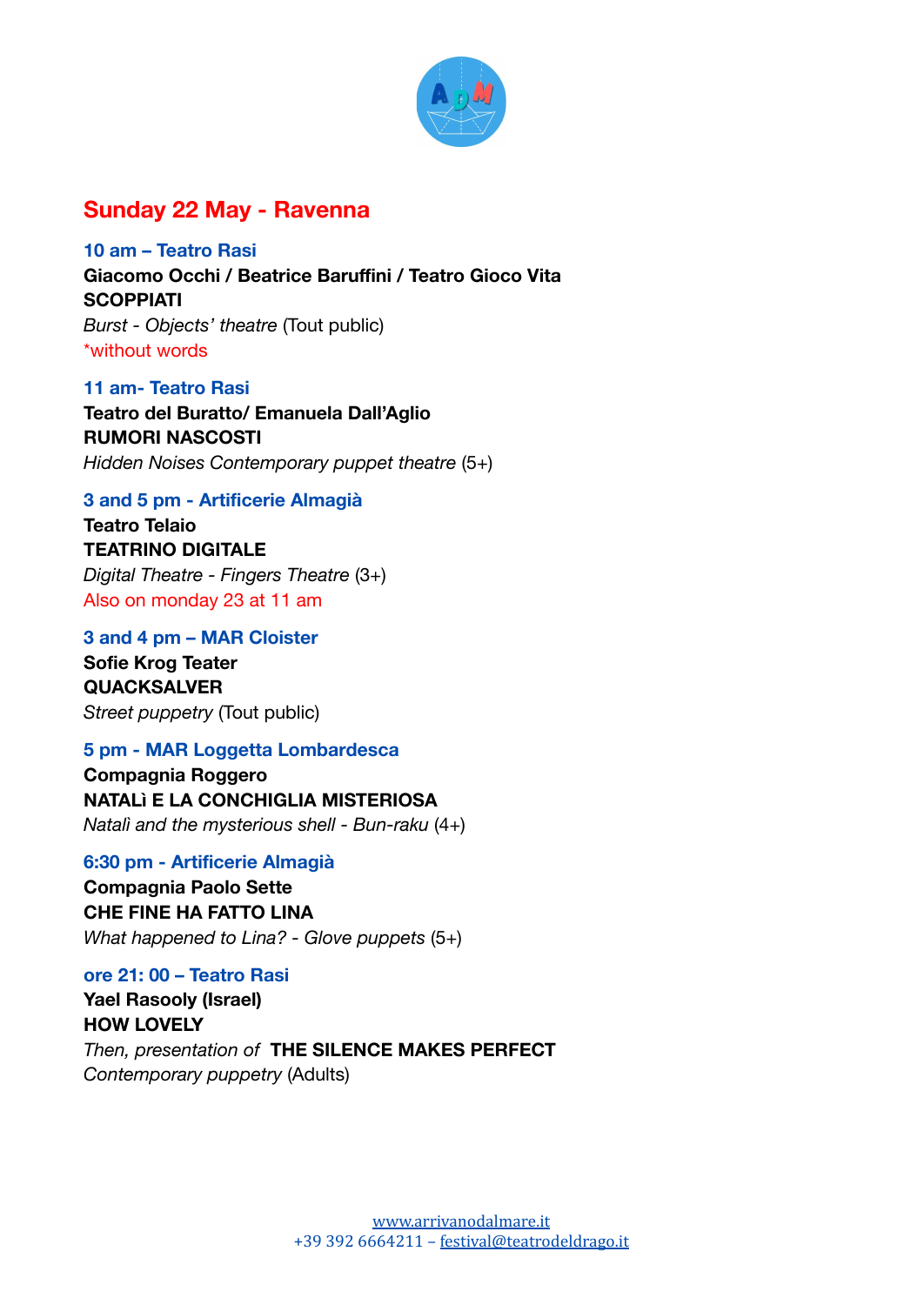## Sunday 22 May - Ravenna

**10 am – Teatro Rasi**
**Giacomo Occhi / Beatrice Baruffini / Teatro Gioco Vita**
**SCOPPIATI**
*Burst - Objects' theatre* (Tout public)
*without words

**11 am- Teatro Rasi**
**Teatro del Buratto/ Emanuela Dall'Aglio**
**RUMORI NASCOSTI**
*Hidden Noises Contemporary puppet theatre* (5+)

**3 and 5 pm - Artificerie Almagià**
**Teatro Telaio**
**TEATRINO DIGITALE**
*Digital Theatre - Fingers Theatre* (3+)
Also on monday 23 at 11 am

**3 and 4 pm – MAR Cloister**
**Sofie Krog Teater**
**QUACKSALVER**
*Street puppetry* (Tout public)

**5 pm - MAR Loggetta Lombardesca**
**Compagnia Roggero**
**NATALì E LA CONCHIGLIA MISTERIOSA**
*Natalì and the mysterious shell - Bun-raku* (4+)

**6:30 pm - Artificerie Almagià**
**Compagnia Paolo Sette**
**CHE FINE HA FATTO LINA**
*What happened to Lina? - Glove puppets* (5+)

**ore 21: 00 – Teatro Rasi**
**Yael Rasooly (Israel)**
**HOW LOVELY**
*Then, presentation of* **THE SILENCE MAKES PERFECT**
*Contemporary puppetry* (Adults)

www.arrivanodalmare.it
+39 392 6664211 – festival@teatrodeldrago.it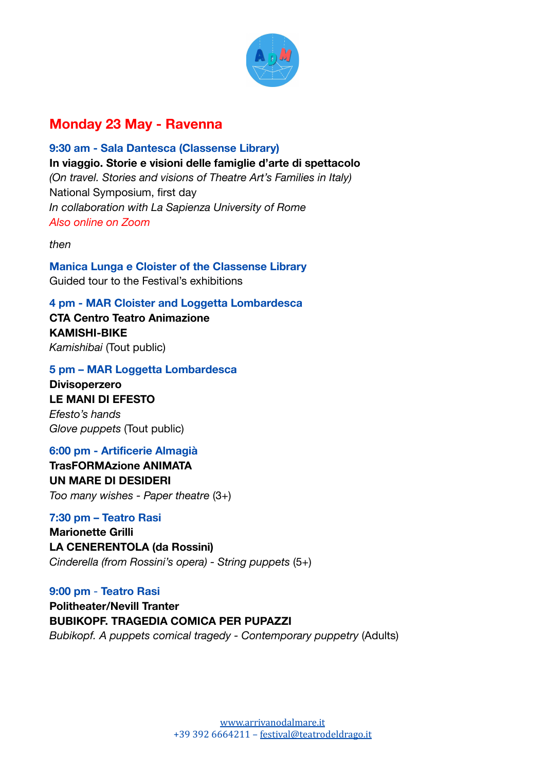## Monday 23 May - Ravenna

**9:30 am - Sala Dantesca (Classense Library)**
**In viaggio. Storie e visioni delle famiglie d'arte di spettacolo**
*(On travel. Stories and visions of Theatre Art's Families in Italy)*
National Symposium, first day
*In collaboration with La Sapienza University of Rome*
*Also online on Zoom*

*then*

**Manica Lunga e Cloister of the Classense Library**
Guided tour to the Festival's exhibitions

**4 pm - MAR Cloister and Loggetta Lombardesca**
**CTA Centro Teatro Animazione**
**KAMISHI-BIKE**
*Kamishibai* (Tout public)

**5 pm – MAR Loggetta Lombardesca**
**Divisoperzero**
**LE MANI DI EFESTO**
*Efesto's hands*
*Glove puppets* (Tout public)

**6:00 pm - Artificerie Almagià**
**TrasFORMAzione ANIMATA**
**UN MARE DI DESIDERI**
*Too many wishes - Paper theatre* (3+)

**7:30 pm – Teatro Rasi**
**Marionette Grilli**
**LA CENERENTOLA (da Rossini)**
*Cinderella (from Rossini's opera) - String puppets* (5+)

**9:00 pm - Teatro Rasi**
**Politheater/Nevill Tranter**
**BUBIKOPF. TRAGEDIA COMICA PER PUPAZZI**
*Bubikopf. A puppets comical tragedy - Contemporary puppetry* (Adults)

www.arrivanodalmare.it
+39 392 6664211 – festival@teatrodeldrago.it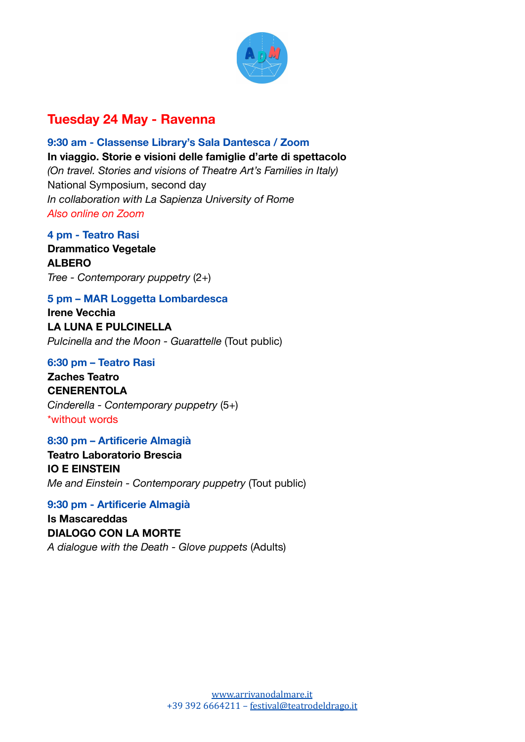## Tuesday 24 May - Ravenna

**9:30 am - Classense Library's Sala Dantesca / Zoom**
**In viaggio. Storie e visioni delle famiglie d'arte di spettacolo**
*(On travel. Stories and visions of Theatre Art's Families in Italy)*
National Symposium, second day
*In collaboration with La Sapienza University of Rome*
*Also online on Zoom*

**4 pm - Teatro Rasi**
**Drammatico Vegetale**
**ALBERO**
*Tree - Contemporary puppetry* (2+)

**5 pm – MAR Loggetta Lombardesca**
**Irene Vecchia**
**LA LUNA E PULCINELLA**
*Pulcinella and the Moon - Guarattelle* (Tout public)

**6:30 pm – Teatro Rasi**
**Zaches Teatro**
**CENERENTOLA**
*Cinderella - Contemporary puppetry* (5+)
*without words

**8:30 pm – Artificerie Almagià**
**Teatro Laboratorio Brescia**
**IO E EINSTEIN**
*Me and Einstein - Contemporary puppetry* (Tout public)

**9:30 pm - Artificerie Almagià**
**Is Mascareddas**
**DIALOGO CON LA MORTE**
*A dialogue with the Death - Glove puppets* (Adults)

www.arrivanodalmare.it
+39 392 6664211 – festival@teatrodeldrago.it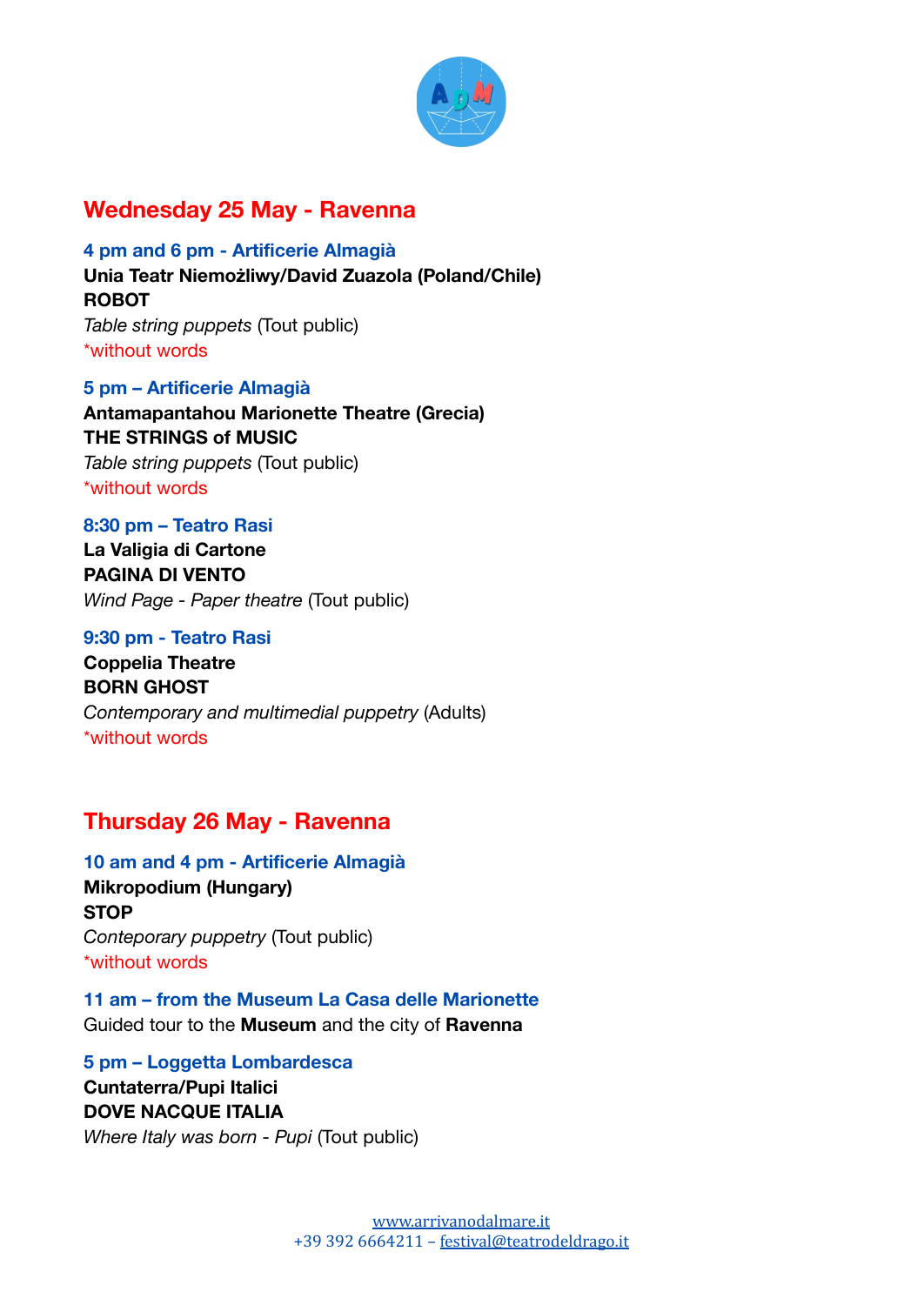## Wednesday 25 May - Ravenna

**4 pm and 6 pm - Artificerie Almagià**
**Unia Teatr Niemożliwy/David Zuazola (Poland/Chile)**
**ROBOT**
*Table string puppets* (Tout public)
*without words

**5 pm – Artificerie Almagià**
**Antamapantahou Marionette Theatre (Grecia)**
**THE STRINGS of MUSIC**
*Table string puppets* (Tout public)
*without words

**8:30 pm – Teatro Rasi**
**La Valigia di Cartone**
**PAGINA DI VENTO**
*Wind Page - Paper theatre* (Tout public)

**9:30 pm - Teatro Rasi**
**Coppelia Theatre**
**BORN GHOST**
*Contemporary and multimedial puppetry* (Adults)
*without words

## Thursday 26 May - Ravenna

**10 am and 4 pm - Artificerie Almagià**
**Mikropodium (Hungary)**
**STOP**
*Conteporary puppetry* (Tout public)
*without words

**11 am – from the Museum La Casa delle Marionette**
Guided tour to the **Museum** and the city of **Ravenna**

**5 pm – Loggetta Lombardesca**
**Cuntaterra/Pupi Italici**
**DOVE NACQUE ITALIA**
*Where Italy was born - Pupi* (Tout public)

www.arrivanodalmare.it
+39 392 6664211 – festival@teatrodeldrago.it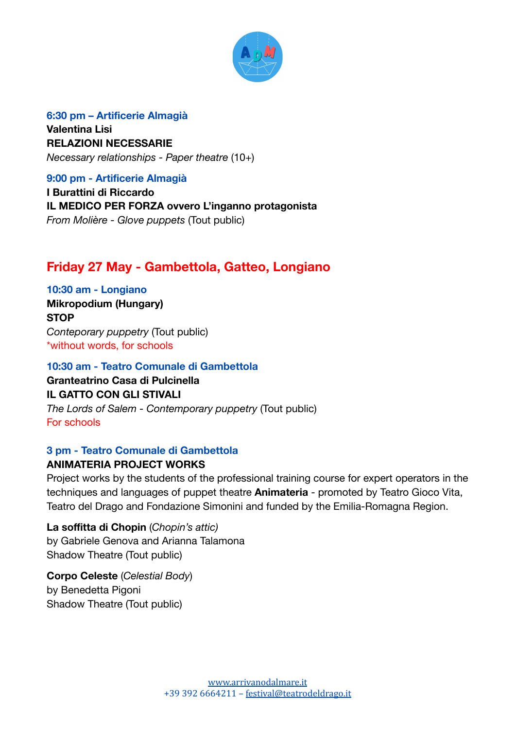**6:30 pm – Artificerie Almagià**
**Valentina Lisi**
**RELAZIONI NECESSARIE**
*Necessary relationships - Paper theatre* (10+)

**9:00 pm - Artificerie Almagià**
**I Burattini di Riccardo**
**IL MEDICO PER FORZA ovvero L'inganno protagonista**
*From Molière - Glove puppets* (Tout public)

## Friday 27 May - Gambettola, Gatteo, Longiano

**10:30 am - Longiano**
**Mikropodium (Hungary)**
**STOP**
*Conteporary puppetry* (Tout public)
*without words, for schools

**10:30 am - Teatro Comunale di Gambettola**
**Granteatrino Casa di Pulcinella**
**IL GATTO CON GLI STIVALI**
*The Lords of Salem - Contemporary puppetry* (Tout public)
For schools

**3 pm - Teatro Comunale di Gambettola**
**ANIMATERIA PROJECT WORKS**
Project works by the students of the professional training course for expert operators in the techniques and languages of puppet theatre **Animateria** - promoted by Teatro Gioco Vita, Teatro del Drago and Fondazione Simonini and funded by the Emilia-Romagna Region.

**La soffitta di Chopin** (*Chopin's attic)*
by Gabriele Genova and Arianna Talamona
Shadow Theatre (Tout public)

**Corpo Celeste** (*Celestial Body*)
by Benedetta Pigoni
Shadow Theatre (Tout public)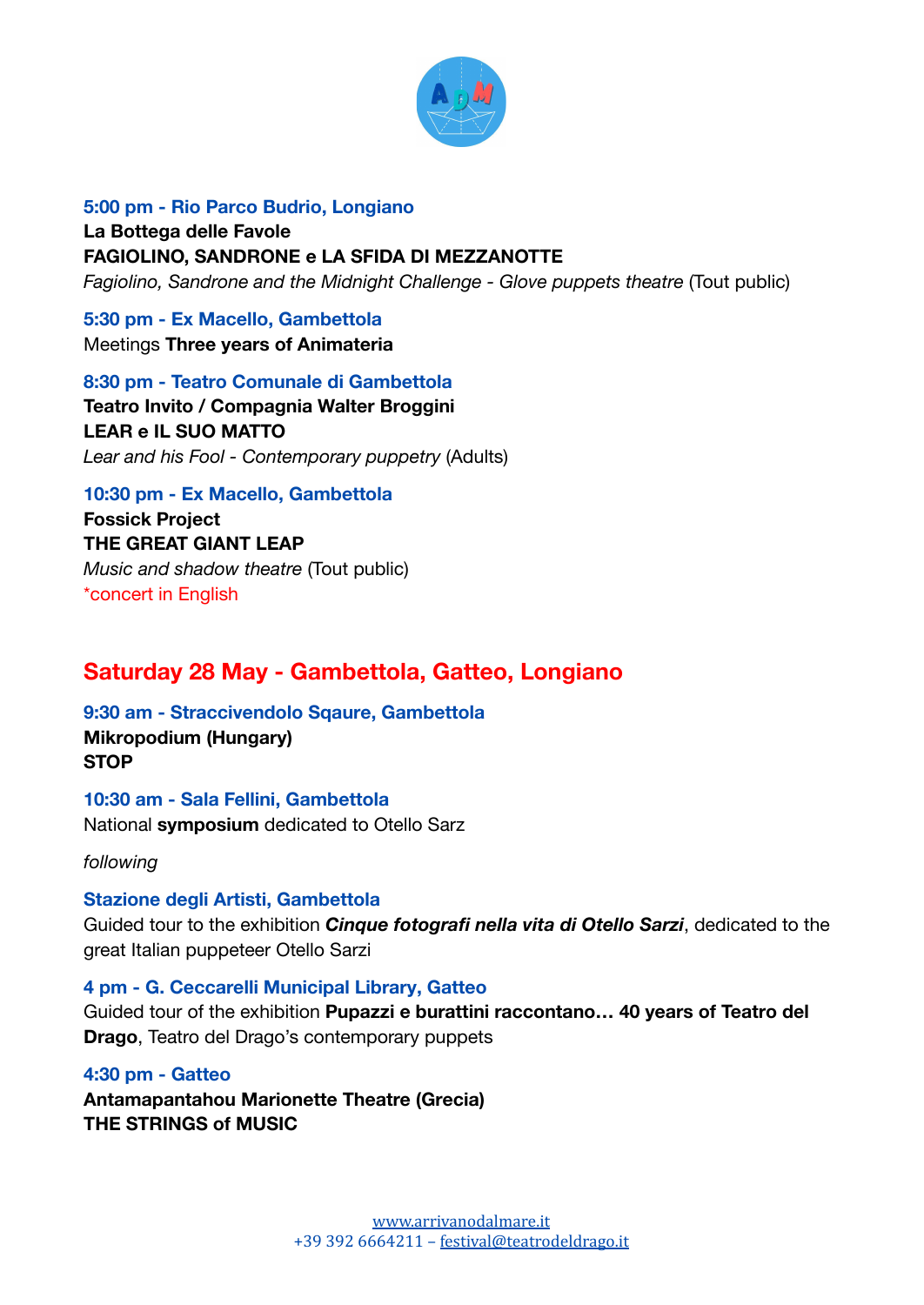**5:00 pm - Rio Parco Budrio, Longiano**
**La Bottega delle Favole**
**FAGIOLINO, SANDRONE e LA SFIDA DI MEZZANOTTE**
*Fagiolino, Sandrone and the Midnight Challenge - Glove puppets theatre* (Tout public)

**5:30 pm - Ex Macello, Gambettola**
Meetings **Three years of Animateria**

**8:30 pm - Teatro Comunale di Gambettola**
**Teatro Invito / Compagnia Walter Broggini**
**LEAR e IL SUO MATTO**
*Lear and his Fool - Contemporary puppetry* (Adults)

**10:30 pm - Ex Macello, Gambettola**
**Fossick Project**
**THE GREAT GIANT LEAP**
*Music and shadow theatre* (Tout public)
*concert in English

## Saturday 28 May - Gambettola, Gatteo, Longiano

**9:30 am - Straccivendolo Sqaure, Gambettola**
**Mikropodium (Hungary)**
**STOP**

**10:30 am - Sala Fellini, Gambettola**
National **symposium** dedicated to Otello Sarz

*following*

**Stazione degli Artisti, Gambettola**
Guided tour to the exhibition ***Cinque fotografi nella vita di Otello Sarzi***, dedicated to the great Italian puppeteer Otello Sarzi

**4 pm - G. Ceccarelli Municipal Library, Gatteo**
Guided tour of the exhibition **Pupazzi e burattini raccontano… 40 years of Teatro del Drago**, Teatro del Drago's contemporary puppets

**4:30 pm - Gatteo**
**Antamapantahou Marionette Theatre (Grecia)**
**THE STRINGS of MUSIC**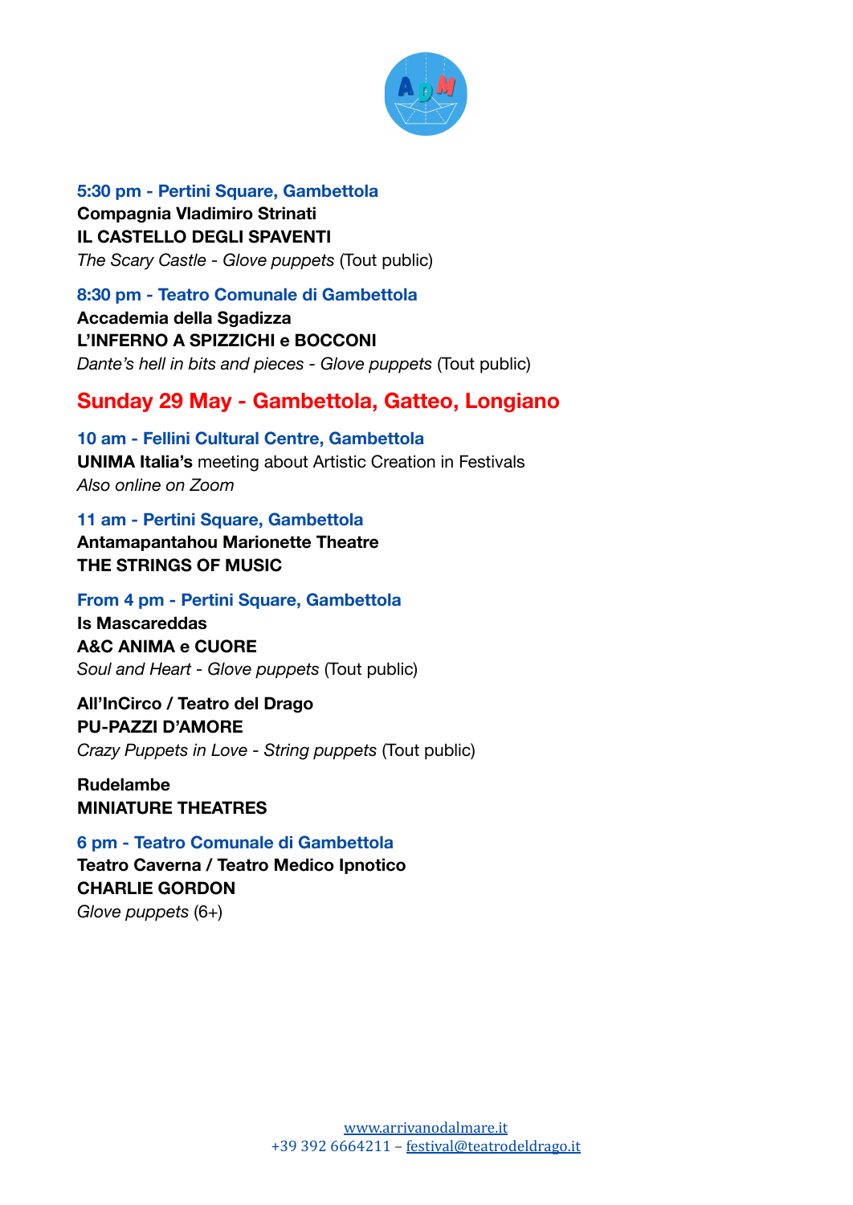**5:30 pm - Pertini Square, Gambettola**
**Compagnia Vladimiro Strinati**
**IL CASTELLO DEGLI SPAVENTI**
*The Scary Castle - Glove puppets* (Tout public)

**8:30 pm - Teatro Comunale di Gambettola**
**Accademia della Sgadizza**
**L'INFERNO A SPIZZICHI e BOCCONI**
*Dante's hell in bits and pieces - Glove puppets* (Tout public)

## Sunday 29 May - Gambettola, Gatteo, Longiano

**10 am - Fellini Cultural Centre, Gambettola**
**UNIMA Italia's** meeting about Artistic Creation in Festivals
*Also online on Zoom*

**11 am - Pertini Square, Gambettola**
**Antamapantahou Marionette Theatre**
**THE STRINGS OF MUSIC**

**From 4 pm - Pertini Square, Gambettola**
**Is Mascareddas**
**A&C ANIMA e CUORE**
*Soul and Heart - Glove puppets* (Tout public)

**All'InCirco / Teatro del Drago**
**PU-PAZZI D'AMORE**
*Crazy Puppets in Love - String puppets* (Tout public)

**Rudelambe**
**MINIATURE THEATRES**

**6 pm - Teatro Comunale di Gambettola**
**Teatro Caverna / Teatro Medico Ipnotico**
**CHARLIE GORDON**
*Glove puppets* (6+)

www.arrivanodalmare.it
+39 392 6664211 – festival@teatrodeldrago.it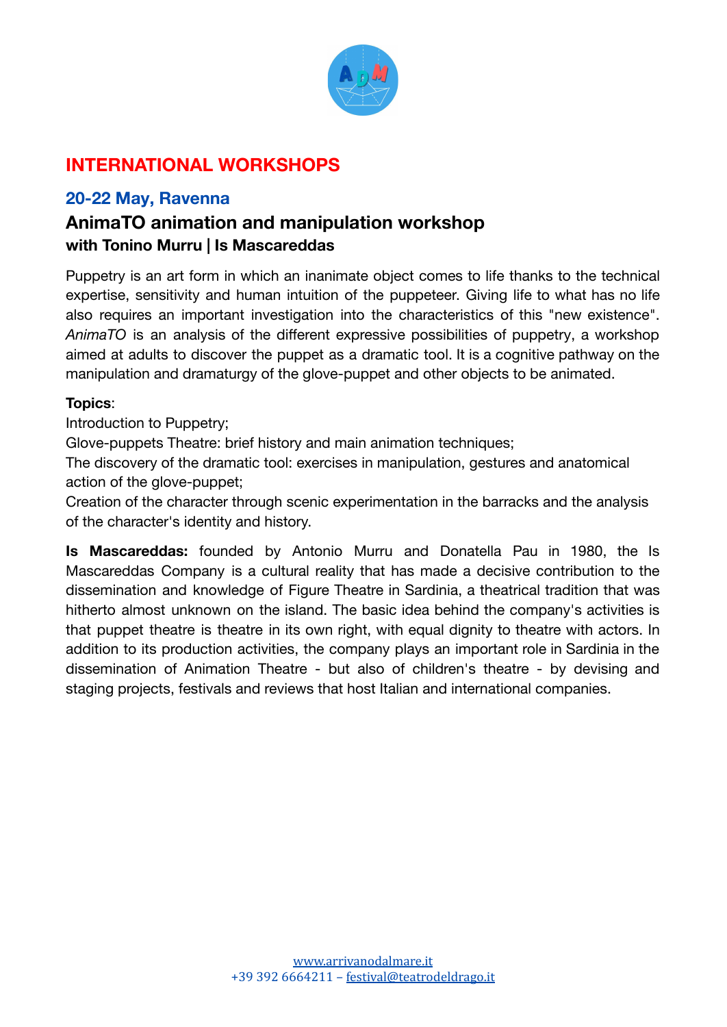## INTERNATIONAL WORKSHOPS

### 20-22 May, Ravenna

### AnimaTO animation and manipulation workshop

**with Tonino Murru | Is Mascareddas**

Puppetry is an art form in which an inanimate object comes to life thanks to the technical expertise, sensitivity and human intuition of the puppeteer. Giving life to what has no life also requires an important investigation into the characteristics of this "new existence". *AnimaTO* is an analysis of the different expressive possibilities of puppetry, a workshop aimed at adults to discover the puppet as a dramatic tool. It is a cognitive pathway on the manipulation and dramaturgy of the glove-puppet and other objects to be animated.

**Topics**:
Introduction to Puppetry;
Glove-puppets Theatre: brief history and main animation techniques;
The discovery of the dramatic tool: exercises in manipulation, gestures and anatomical action of the glove-puppet;
Creation of the character through scenic experimentation in the barracks and the analysis of the character's identity and history.

**Is Mascareddas:** founded by Antonio Murru and Donatella Pau in 1980, the Is Mascareddas Company is a cultural reality that has made a decisive contribution to the dissemination and knowledge of Figure Theatre in Sardinia, a theatrical tradition that was hitherto almost unknown on the island. The basic idea behind the company's activities is that puppet theatre is theatre in its own right, with equal dignity to theatre with actors. In addition to its production activities, the company plays an important role in Sardinia in the dissemination of Animation Theatre - but also of children's theatre - by devising and staging projects, festivals and reviews that host Italian and international companies.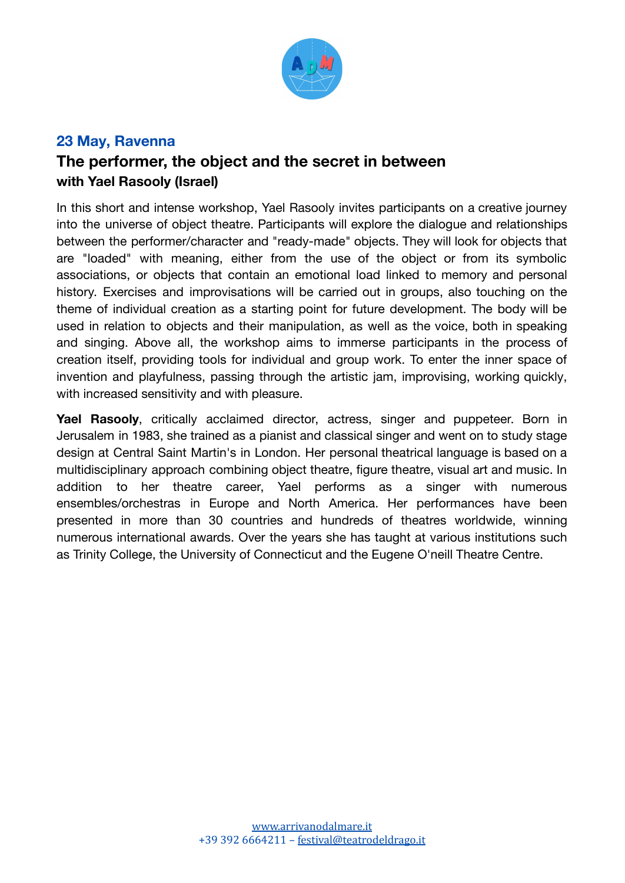## 23 May, Ravenna

### The performer, the object and the secret in between

**with Yael Rasooly (Israel)**

In this short and intense workshop, Yael Rasooly invites participants on a creative journey into the universe of object theatre. Participants will explore the dialogue and relationships between the performer/character and "ready-made" objects. They will look for objects that are "loaded" with meaning, either from the use of the object or from its symbolic associations, or objects that contain an emotional load linked to memory and personal history. Exercises and improvisations will be carried out in groups, also touching on the theme of individual creation as a starting point for future development. The body will be used in relation to objects and their manipulation, as well as the voice, both in speaking and singing. Above all, the workshop aims to immerse participants in the process of creation itself, providing tools for individual and group work. To enter the inner space of invention and playfulness, passing through the artistic jam, improvising, working quickly, with increased sensitivity and with pleasure.

**Yael Rasooly**, critically acclaimed director, actress, singer and puppeteer. Born in Jerusalem in 1983, she trained as a pianist and classical singer and went on to study stage design at Central Saint Martin's in London. Her personal theatrical language is based on a multidisciplinary approach combining object theatre, figure theatre, visual art and music. In addition to her theatre career, Yael performs as a singer with numerous ensembles/orchestras in Europe and North America. Her performances have been presented in more than 30 countries and hundreds of theatres worldwide, winning numerous international awards. Over the years she has taught at various institutions such as Trinity College, the University of Connecticut and the Eugene O'neill Theatre Centre.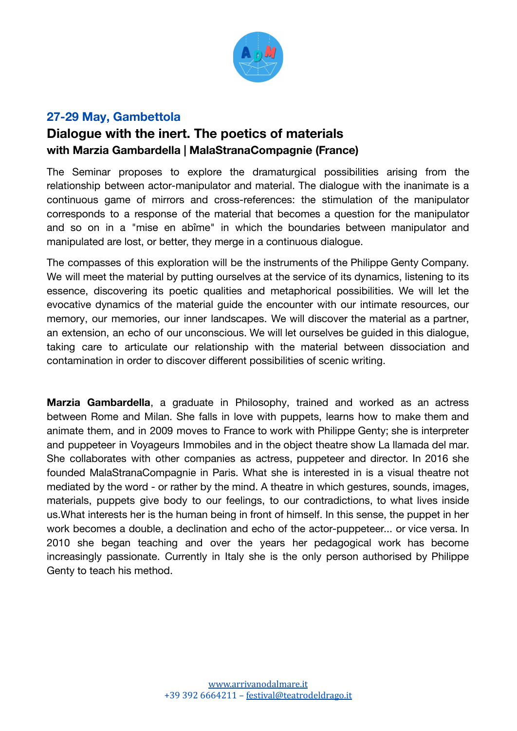## 27-29 May, Gambettola

# Dialogue with the inert. The poetics of materials

### with Marzia Gambardella | MalaStranaCompagnie (France)

The Seminar proposes to explore the dramaturgical possibilities arising from the relationship between actor-manipulator and material. The dialogue with the inanimate is a continuous game of mirrors and cross-references: the stimulation of the manipulator corresponds to a response of the material that becomes a question for the manipulator and so on in a "mise en abîme" in which the boundaries between manipulator and manipulated are lost, or better, they merge in a continuous dialogue.

The compasses of this exploration will be the instruments of the Philippe Genty Company. We will meet the material by putting ourselves at the service of its dynamics, listening to its essence, discovering its poetic qualities and metaphorical possibilities. We will let the evocative dynamics of the material guide the encounter with our intimate resources, our memory, our memories, our inner landscapes. We will discover the material as a partner, an extension, an echo of our unconscious. We will let ourselves be guided in this dialogue, taking care to articulate our relationship with the material between dissociation and contamination in order to discover different possibilities of scenic writing.

**Marzia Gambardella**, a graduate in Philosophy, trained and worked as an actress between Rome and Milan. She falls in love with puppets, learns how to make them and animate them, and in 2009 moves to France to work with Philippe Genty; she is interpreter and puppeteer in Voyageurs Immobiles and in the object theatre show La llamada del mar. She collaborates with other companies as actress, puppeteer and director. In 2016 she founded MalaStranaCompagnie in Paris. What she is interested in is a visual theatre not mediated by the word - or rather by the mind. A theatre in which gestures, sounds, images, materials, puppets give body to our feelings, to our contradictions, to what lives inside us.What interests her is the human being in front of himself. In this sense, the puppet in her work becomes a double, a declination and echo of the actor-puppeteer... or vice versa. In 2010 she began teaching and over the years her pedagogical work has become increasingly passionate. Currently in Italy she is the only person authorised by Philippe Genty to teach his method.